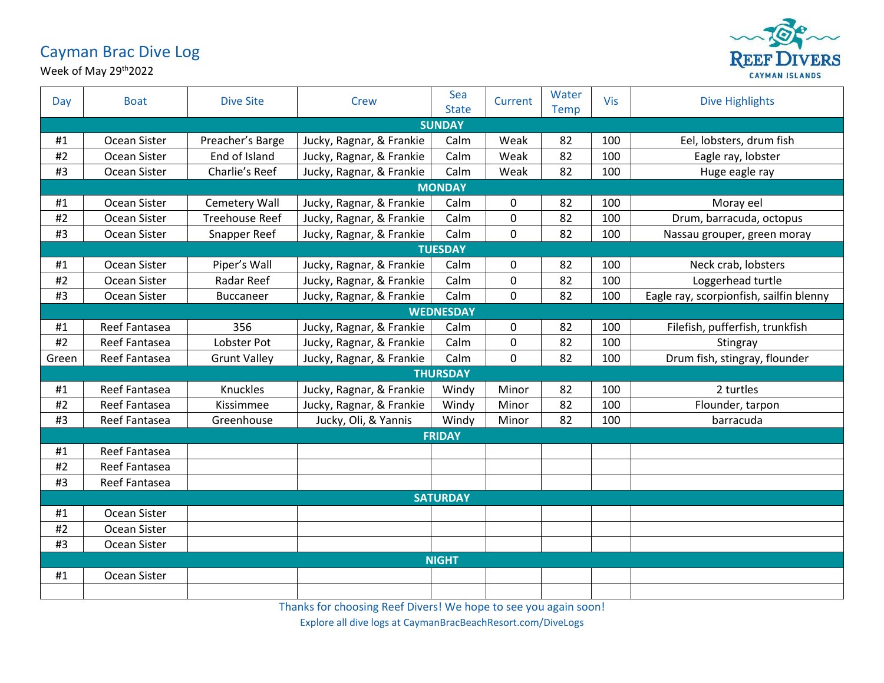# Cayman Brac Dive Log

Week of May 29th 2022

REEF DIVERS
CAYMAN ISLANDS

| Day | Boat | Dive Site | Crew | Sea State | Current | Water Temp | Vis | Dive Highlights |
|---|---|---|---|---|---|---|---|---|
| **SUNDAY** | | | | | | | | |
| #1 | Ocean Sister | Preacher's Barge | Jucky, Ragnar, & Frankie | Calm | Weak | 82 | 100 | Eel, lobsters, drum fish |
| #2 | Ocean Sister | End of Island | Jucky, Ragnar, & Frankie | Calm | Weak | 82 | 100 | Eagle ray, lobster |
| #3 | Ocean Sister | Charlie's Reef | Jucky, Ragnar, & Frankie | Calm | Weak | 82 | 100 | Huge eagle ray |
| **MONDAY** | | | | | | | | |
| #1 | Ocean Sister | Cemetery Wall | Jucky, Ragnar, & Frankie | Calm | 0 | 82 | 100 | Moray eel |
| #2 | Ocean Sister | Treehouse Reef | Jucky, Ragnar, & Frankie | Calm | 0 | 82 | 100 | Drum, barracuda, octopus |
| #3 | Ocean Sister | Snapper Reef | Jucky, Ragnar, & Frankie | Calm | 0 | 82 | 100 | Nassau grouper, green moray |
| **TUESDAY** | | | | | | | | |
| #1 | Ocean Sister | Piper's Wall | Jucky, Ragnar, & Frankie | Calm | 0 | 82 | 100 | Neck crab, lobsters |
| #2 | Ocean Sister | Radar Reef | Jucky, Ragnar, & Frankie | Calm | 0 | 82 | 100 | Loggerhead turtle |
| #3 | Ocean Sister | Buccaneer | Jucky, Ragnar, & Frankie | Calm | 0 | 82 | 100 | Eagle ray, scorpionfish, sailfin blenny |
| **WEDNESDAY** | | | | | | | | |
| #1 | Reef Fantasea | 356 | Jucky, Ragnar, & Frankie | Calm | 0 | 82 | 100 | Filefish, pufferfish, trunkfish |
| #2 | Reef Fantasea | Lobster Pot | Jucky, Ragnar, & Frankie | Calm | 0 | 82 | 100 | Stingray |
| Green | Reef Fantasea | Grunt Valley | Jucky, Ragnar, & Frankie | Calm | 0 | 82 | 100 | Drum fish, stingray, flounder |
| **THURSDAY** | | | | | | | | |
| #1 | Reef Fantasea | Knuckles | Jucky, Ragnar, & Frankie | Windy | Minor | 82 | 100 | 2 turtles |
| #2 | Reef Fantasea | Kissimmee | Jucky, Ragnar, & Frankie | Windy | Minor | 82 | 100 | Flounder, tarpon |
| #3 | Reef Fantasea | Greenhouse | Jucky, Oli, & Yannis | Windy | Minor | 82 | 100 | barracuda |
| **FRIDAY** | | | | | | | | |
| #1 | Reef Fantasea | | | | | | | |
| #2 | Reef Fantasea | | | | | | | |
| #3 | Reef Fantasea | | | | | | | |
| **SATURDAY** | | | | | | | | |
| #1 | Ocean Sister | | | | | | | |
| #2 | Ocean Sister | | | | | | | |
| #3 | Ocean Sister | | | | | | | |
| **NIGHT** | | | | | | | | |
| #1 | Ocean Sister | | | | | | | |
| | | | | | | | | |

Thanks for choosing Reef Divers! We hope to see you again soon!

Explore all dive logs at CaymanBracBeachResort.com/DiveLogs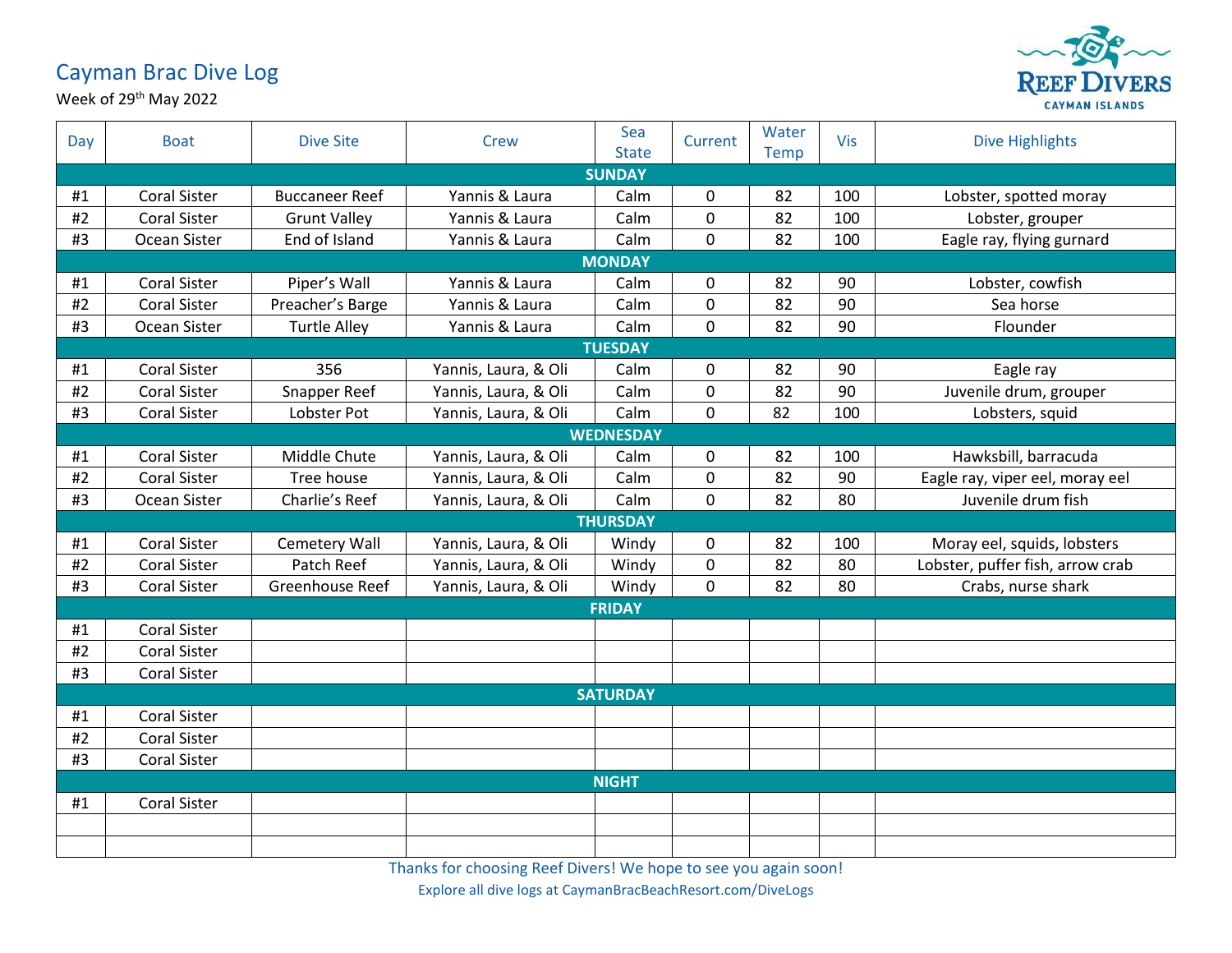# Cayman Brac Dive Log

Week of 29th May 2022

REEF DIVERS
CAYMAN ISLANDS

| Day | Boat | Dive Site | Crew | Sea State | Current | Water Temp | Vis | Dive Highlights |
|---|---|---|---|---|---|---|---|---|
| **SUNDAY** | | | | | | | | |
| #1 | Coral Sister | Buccaneer Reef | Yannis & Laura | Calm | 0 | 82 | 100 | Lobster, spotted moray |
| #2 | Coral Sister | Grunt Valley | Yannis & Laura | Calm | 0 | 82 | 100 | Lobster, grouper |
| #3 | Ocean Sister | End of Island | Yannis & Laura | Calm | 0 | 82 | 100 | Eagle ray, flying gurnard |
| **MONDAY** | | | | | | | | |
| #1 | Coral Sister | Piper's Wall | Yannis & Laura | Calm | 0 | 82 | 90 | Lobster, cowfish |
| #2 | Coral Sister | Preacher's Barge | Yannis & Laura | Calm | 0 | 82 | 90 | Sea horse |
| #3 | Ocean Sister | Turtle Alley | Yannis & Laura | Calm | 0 | 82 | 90 | Flounder |
| **TUESDAY** | | | | | | | | |
| #1 | Coral Sister | 356 | Yannis, Laura, & Oli | Calm | 0 | 82 | 90 | Eagle ray |
| #2 | Coral Sister | Snapper Reef | Yannis, Laura, & Oli | Calm | 0 | 82 | 90 | Juvenile drum, grouper |
| #3 | Coral Sister | Lobster Pot | Yannis, Laura, & Oli | Calm | 0 | 82 | 100 | Lobsters, squid |
| **WEDNESDAY** | | | | | | | | |
| #1 | Coral Sister | Middle Chute | Yannis, Laura, & Oli | Calm | 0 | 82 | 100 | Hawksbill, barracuda |
| #2 | Coral Sister | Tree house | Yannis, Laura, & Oli | Calm | 0 | 82 | 90 | Eagle ray, viper eel, moray eel |
| #3 | Ocean Sister | Charlie's Reef | Yannis, Laura, & Oli | Calm | 0 | 82 | 80 | Juvenile drum fish |
| **THURSDAY** | | | | | | | | |
| #1 | Coral Sister | Cemetery Wall | Yannis, Laura, & Oli | Windy | 0 | 82 | 100 | Moray eel, squids, lobsters |
| #2 | Coral Sister | Patch Reef | Yannis, Laura, & Oli | Windy | 0 | 82 | 80 | Lobster, puffer fish, arrow crab |
| #3 | Coral Sister | Greenhouse Reef | Yannis, Laura, & Oli | Windy | 0 | 82 | 80 | Crabs, nurse shark |
| **FRIDAY** | | | | | | | | |
| #1 | Coral Sister | | | | | | | |
| #2 | Coral Sister | | | | | | | |
| #3 | Coral Sister | | | | | | | |
| **SATURDAY** | | | | | | | | |
| #1 | Coral Sister | | | | | | | |
| #2 | Coral Sister | | | | | | | |
| #3 | Coral Sister | | | | | | | |
| **NIGHT** | | | | | | | | |
| #1 | Coral Sister | | | | | | | |
| | | | | | | | | |
| | | | | | | | | |

Thanks for choosing Reef Divers! We hope to see you again soon!

Explore all dive logs at CaymanBracBeachResort.com/DiveLogs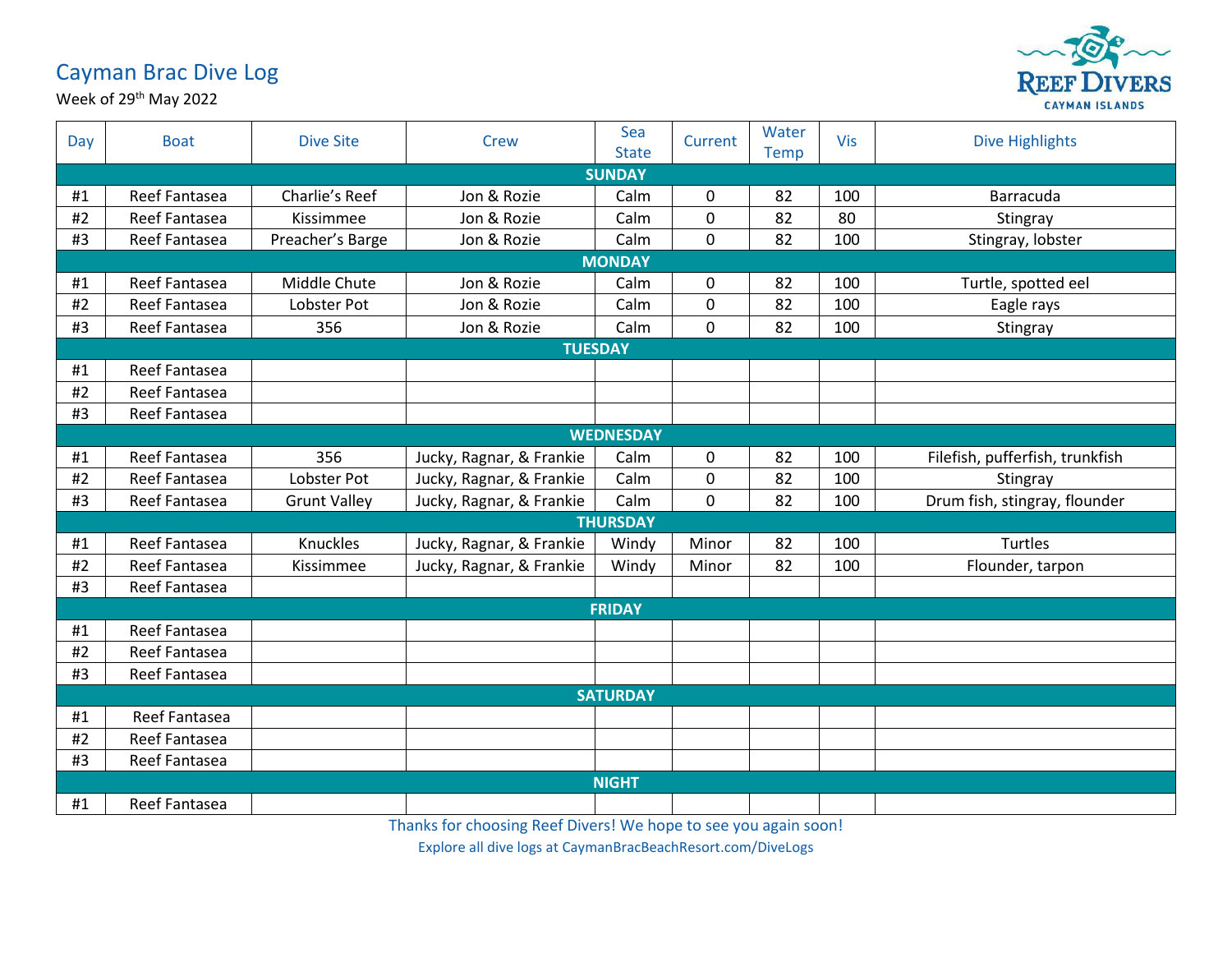# Cayman Brac Dive Log

Week of 29th May 2022

REEF DIVERS CAYMAN ISLANDS

| Day | Boat | Dive Site | Crew | Sea State | Current | Water Temp | Vis | Dive Highlights |
|---|---|---|---|---|---|---|---|---|
| **SUNDAY** | | | | | | | | |
| #1 | Reef Fantasea | Charlie's Reef | Jon & Rozie | Calm | 0 | 82 | 100 | Barracuda |
| #2 | Reef Fantasea | Kissimmee | Jon & Rozie | Calm | 0 | 82 | 80 | Stingray |
| #3 | Reef Fantasea | Preacher's Barge | Jon & Rozie | Calm | 0 | 82 | 100 | Stingray, lobster |
| **MONDAY** | | | | | | | | |
| #1 | Reef Fantasea | Middle Chute | Jon & Rozie | Calm | 0 | 82 | 100 | Turtle, spotted eel |
| #2 | Reef Fantasea | Lobster Pot | Jon & Rozie | Calm | 0 | 82 | 100 | Eagle rays |
| #3 | Reef Fantasea | 356 | Jon & Rozie | Calm | 0 | 82 | 100 | Stingray |
| **TUESDAY** | | | | | | | | |
| #1 | Reef Fantasea | | | | | | | |
| #2 | Reef Fantasea | | | | | | | |
| #3 | Reef Fantasea | | | | | | | |
| **WEDNESDAY** | | | | | | | | |
| #1 | Reef Fantasea | 356 | Jucky, Ragnar, & Frankie | Calm | 0 | 82 | 100 | Filefish, pufferfish, trunkfish |
| #2 | Reef Fantasea | Lobster Pot | Jucky, Ragnar, & Frankie | Calm | 0 | 82 | 100 | Stingray |
| #3 | Reef Fantasea | Grunt Valley | Jucky, Ragnar, & Frankie | Calm | 0 | 82 | 100 | Drum fish, stingray, flounder |
| **THURSDAY** | | | | | | | | |
| #1 | Reef Fantasea | Knuckles | Jucky, Ragnar, & Frankie | Windy | Minor | 82 | 100 | Turtles |
| #2 | Reef Fantasea | Kissimmee | Jucky, Ragnar, & Frankie | Windy | Minor | 82 | 100 | Flounder, tarpon |
| #3 | Reef Fantasea | | | | | | | |
| **FRIDAY** | | | | | | | | |
| #1 | Reef Fantasea | | | | | | | |
| #2 | Reef Fantasea | | | | | | | |
| #3 | Reef Fantasea | | | | | | | |
| **SATURDAY** | | | | | | | | |
| #1 | Reef Fantasea | | | | | | | |
| #2 | Reef Fantasea | | | | | | | |
| #3 | Reef Fantasea | | | | | | | |
| **NIGHT** | | | | | | | | |
| #1 | Reef Fantasea | | | | | | | |

Thanks for choosing Reef Divers! We hope to see you again soon!

Explore all dive logs at CaymanBracBeachResort.com/DiveLogs